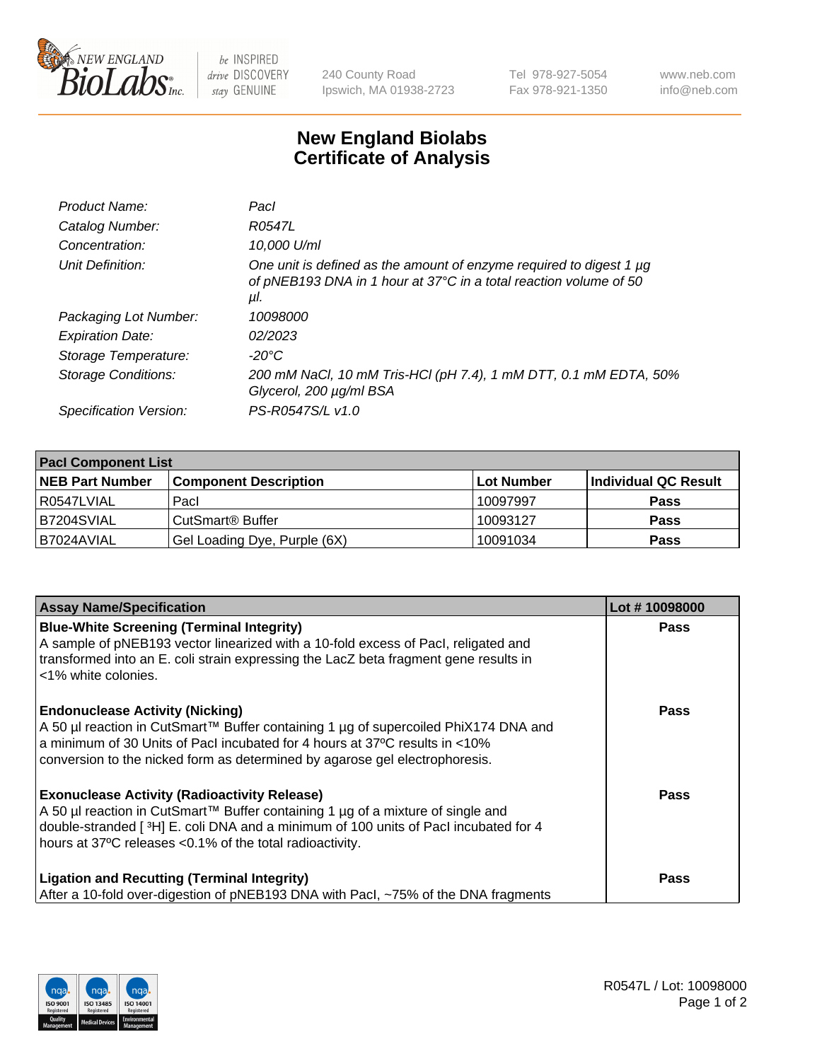New England Biolabs
240 County Road
Ipswich, MA 01938-2723
Tel 978-927-5054
Fax 978-921-1350
www.neb.com
info@neb.com

# New England Biolabs Certificate of Analysis

| | |
|---|---|
| *Product Name:* | *PacI* |
| *Catalog Number:* | *R0547L* |
| *Concentration:* | *10,000 U/ml* |
| *Unit Definition:* | *One unit is defined as the amount of enzyme required to digest 1 µg of pNEB193 DNA in 1 hour at 37°C in a total reaction volume of 50 µl.* |
| *Packaging Lot Number:* | *10098000* |
| *Expiration Date:* | *02/2023* |
| *Storage Temperature:* | *-20°C* |
| *Storage Conditions:* | *200 mM NaCl, 10 mM Tris-HCl (pH 7.4), 1 mM DTT, 0.1 mM EDTA, 50% Glycerol, 200 µg/ml BSA* |
| *Specification Version:* | *PS-R0547S/L v1.0* |

| PacI Component List | | | |
|---|---|---|---|
| **NEB Part Number** | **Component Description** | **Lot Number** | **Individual QC Result** |
| R0547LVIAL | PacI | 10097997 | **Pass** |
| B7204SVIAL | CutSmart® Buffer | 10093127 | **Pass** |
| B7024AVIAL | Gel Loading Dye, Purple (6X) | 10091034 | **Pass** |

| Assay Name/Specification | Lot # 10098000 |
|---|---|
| **Blue-White Screening (Terminal Integrity)** A sample of pNEB193 vector linearized with a 10-fold excess of PacI, religated and transformed into an E. coli strain expressing the LacZ beta fragment gene results in <1% white colonies. | **Pass** |
| **Endonuclease Activity (Nicking)** A 50 µl reaction in CutSmart™ Buffer containing 1 µg of supercoiled PhiX174 DNA and a minimum of 30 Units of PacI incubated for 4 hours at 37ºC results in <10% conversion to the nicked form as determined by agarose gel electrophoresis. | **Pass** |
| **Exonuclease Activity (Radioactivity Release)** A 50 µl reaction in CutSmart™ Buffer containing 1 µg of a mixture of single and double-stranded [ $^3$H] E. coli DNA and a minimum of 100 units of PacI incubated for 4 hours at 37ºC releases <0.1% of the total radioactivity. | **Pass** |
| **Ligation and Recutting (Terminal Integrity)** After a 10-fold over-digestion of pNEB193 DNA with PacI, ~75% of the DNA fragments | **Pass** |

R0547L / Lot: 10098000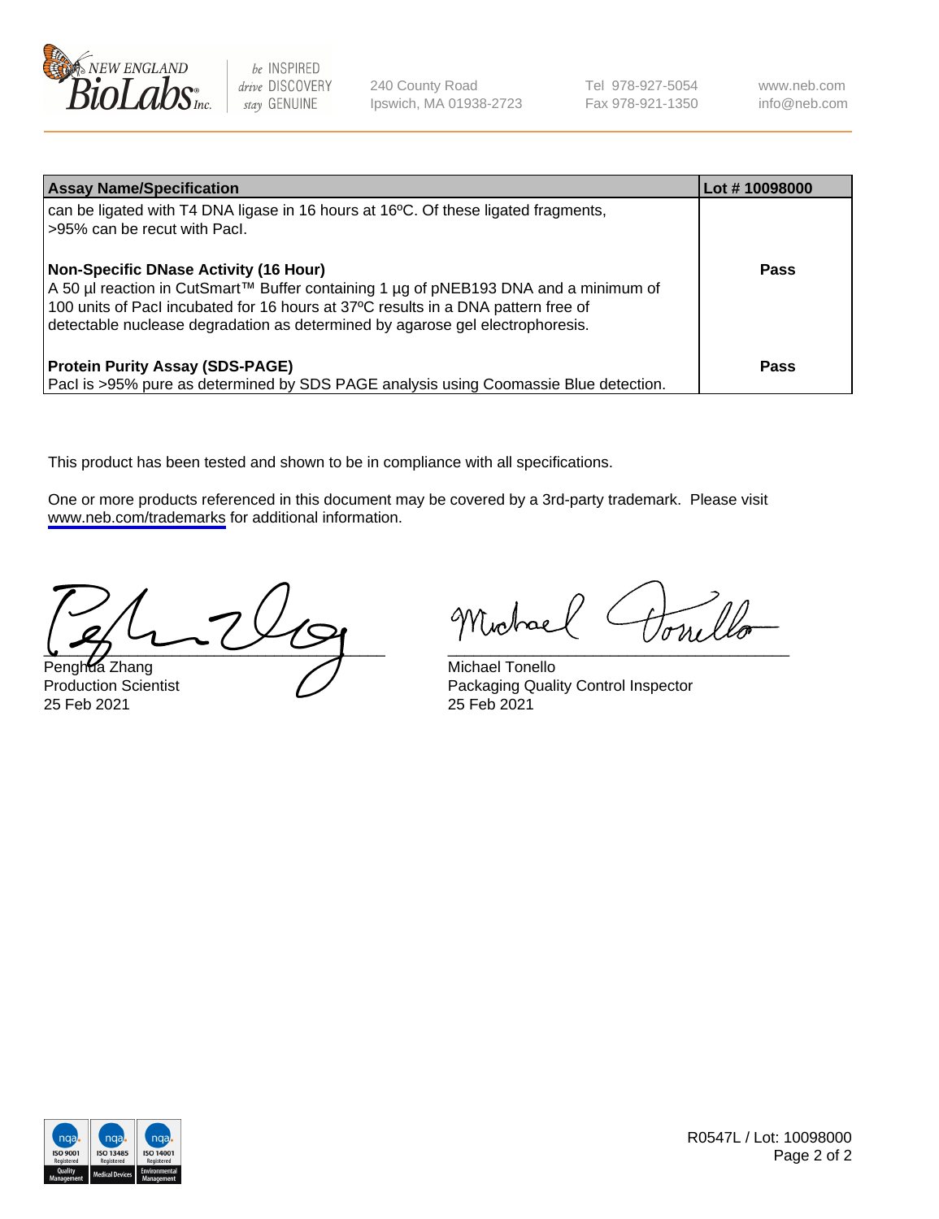| Assay Name/Specification | Lot # 10098000 |
| --- | --- |
| can be ligated with T4 DNA ligase in 16 hours at 16ºC. Of these ligated fragments, >95% can be recut with PacI. | |
| **Non-Specific DNase Activity (16 Hour)** A 50 µl reaction in CutSmart™ Buffer containing 1 µg of pNEB193 DNA and a minimum of 100 units of PacI incubated for 16 hours at 37ºC results in a DNA pattern free of detectable nuclease degradation as determined by agarose gel electrophoresis. | **Pass** |
| **Protein Purity Assay (SDS-PAGE)** PacI is >95% pure as determined by SDS PAGE analysis using Coomassie Blue detection. | **Pass** |

This product has been tested and shown to be in compliance with all specifications.

One or more products referenced in this document may be covered by a 3rd-party trademark. Please visit www.neb.com/trademarks for additional information.

Penghua Zhang
Production Scientist
25 Feb 2021

Michael Tonello
Packaging Quality Control Inspector
25 Feb 2021

R0547L / Lot: 10098000